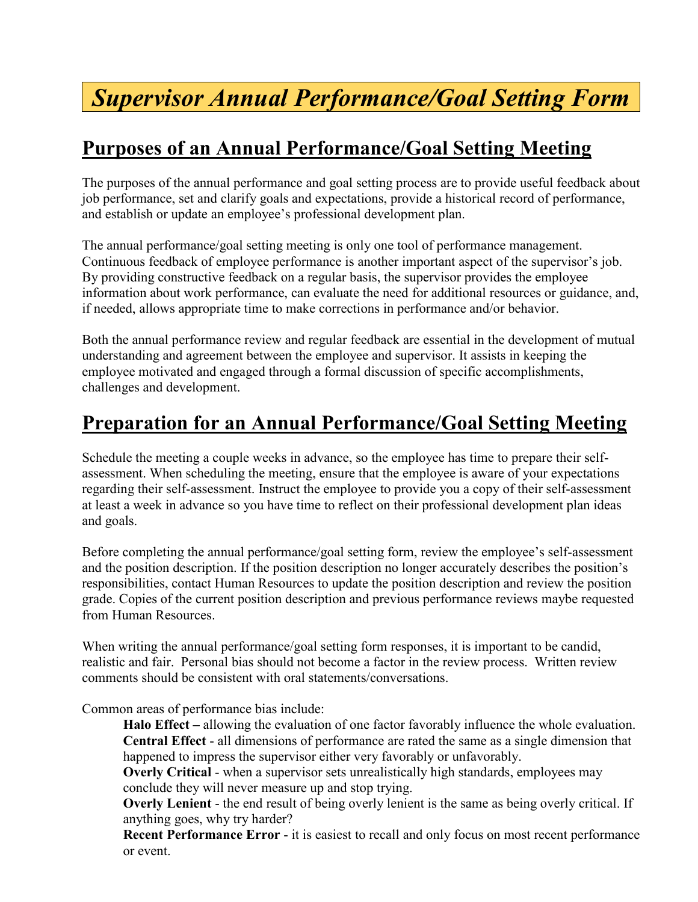# *Supervisor Annual Performance/Goal Setting Form*

## Purposes of an Annual Performance/Goal Setting Meeting

The purposes of the annual performance and goal setting process are to provide useful feedback about job performance, set and clarify goals and expectations, provide a historical record of performance, and establish or update an employee's professional development plan.

The annual performance/goal setting meeting is only one tool of performance management. Continuous feedback of employee performance is another important aspect of the supervisor's job. By providing constructive feedback on a regular basis, the supervisor provides the employee information about work performance, can evaluate the need for additional resources or guidance, and, if needed, allows appropriate time to make corrections in performance and/or behavior.

Both the annual performance review and regular feedback are essential in the development of mutual understanding and agreement between the employee and supervisor. It assists in keeping the employee motivated and engaged through a formal discussion of specific accomplishments, challenges and development.

## Preparation for an Annual Performance/Goal Setting Meeting

Schedule the meeting a couple weeks in advance, so the employee has time to prepare their self-assessment. When scheduling the meeting, ensure that the employee is aware of your expectations regarding their self-assessment. Instruct the employee to provide you a copy of their self-assessment at least a week in advance so you have time to reflect on their professional development plan ideas and goals.

Before completing the annual performance/goal setting form, review the employee's self-assessment and the position description. If the position description no longer accurately describes the position's responsibilities, contact Human Resources to update the position description and review the position grade. Copies of the current position description and previous performance reviews maybe requested from Human Resources.

When writing the annual performance/goal setting form responses, it is important to be candid, realistic and fair. Personal bias should not become a factor in the review process. Written review comments should be consistent with oral statements/conversations.

Common areas of performance bias include:

- **Halo Effect –** allowing the evaluation of one factor favorably influence the whole evaluation.
- **Central Effect** - all dimensions of performance are rated the same as a single dimension that happened to impress the supervisor either very favorably or unfavorably.
- **Overly Critical** - when a supervisor sets unrealistically high standards, employees may conclude they will never measure up and stop trying.
- **Overly Lenient** - the end result of being overly lenient is the same as being overly critical. If anything goes, why try harder?
- **Recent Performance Error** - it is easiest to recall and only focus on most recent performance or event.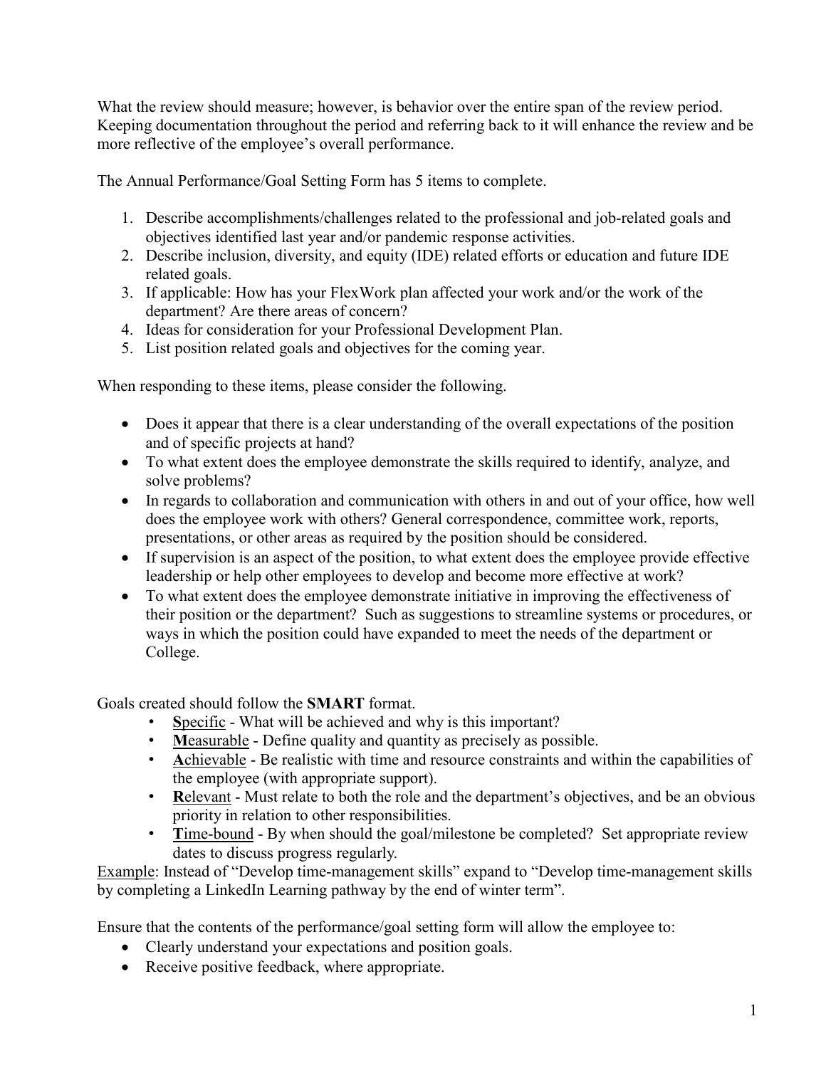What the review should measure; however, is behavior over the entire span of the review period. Keeping documentation throughout the period and referring back to it will enhance the review and be more reflective of the employee's overall performance.

The Annual Performance/Goal Setting Form has 5 items to complete.

1. Describe accomplishments/challenges related to the professional and job-related goals and objectives identified last year and/or pandemic response activities.
2. Describe inclusion, diversity, and equity (IDE) related efforts or education and future IDE related goals.
3. If applicable: How has your FlexWork plan affected your work and/or the work of the department? Are there areas of concern?
4. Ideas for consideration for your Professional Development Plan.
5. List position related goals and objectives for the coming year.

When responding to these items, please consider the following.

- Does it appear that there is a clear understanding of the overall expectations of the position and of specific projects at hand?
- To what extent does the employee demonstrate the skills required to identify, analyze, and solve problems?
- In regards to collaboration and communication with others in and out of your office, how well does the employee work with others? General correspondence, committee work, reports, presentations, or other areas as required by the position should be considered.
- If supervision is an aspect of the position, to what extent does the employee provide effective leadership or help other employees to develop and become more effective at work?
- To what extent does the employee demonstrate initiative in improving the effectiveness of their position or the department? Such as suggestions to streamline systems or procedures, or ways in which the position could have expanded to meet the needs of the department or College.

Goals created should follow the **SMART** format.

- **S**pecific - What will be achieved and why is this important?
- **M**easurable - Define quality and quantity as precisely as possible.
- **A**chievable - Be realistic with time and resource constraints and within the capabilities of the employee (with appropriate support).
- **R**elevant - Must relate to both the role and the department's objectives, and be an obvious priority in relation to other responsibilities.
- **T**ime-bound - By when should the goal/milestone be completed? Set appropriate review dates to discuss progress regularly.

Example: Instead of "Develop time-management skills" expand to "Develop time-management skills by completing a LinkedIn Learning pathway by the end of winter term".

Ensure that the contents of the performance/goal setting form will allow the employee to:

- Clearly understand your expectations and position goals.
- Receive positive feedback, where appropriate.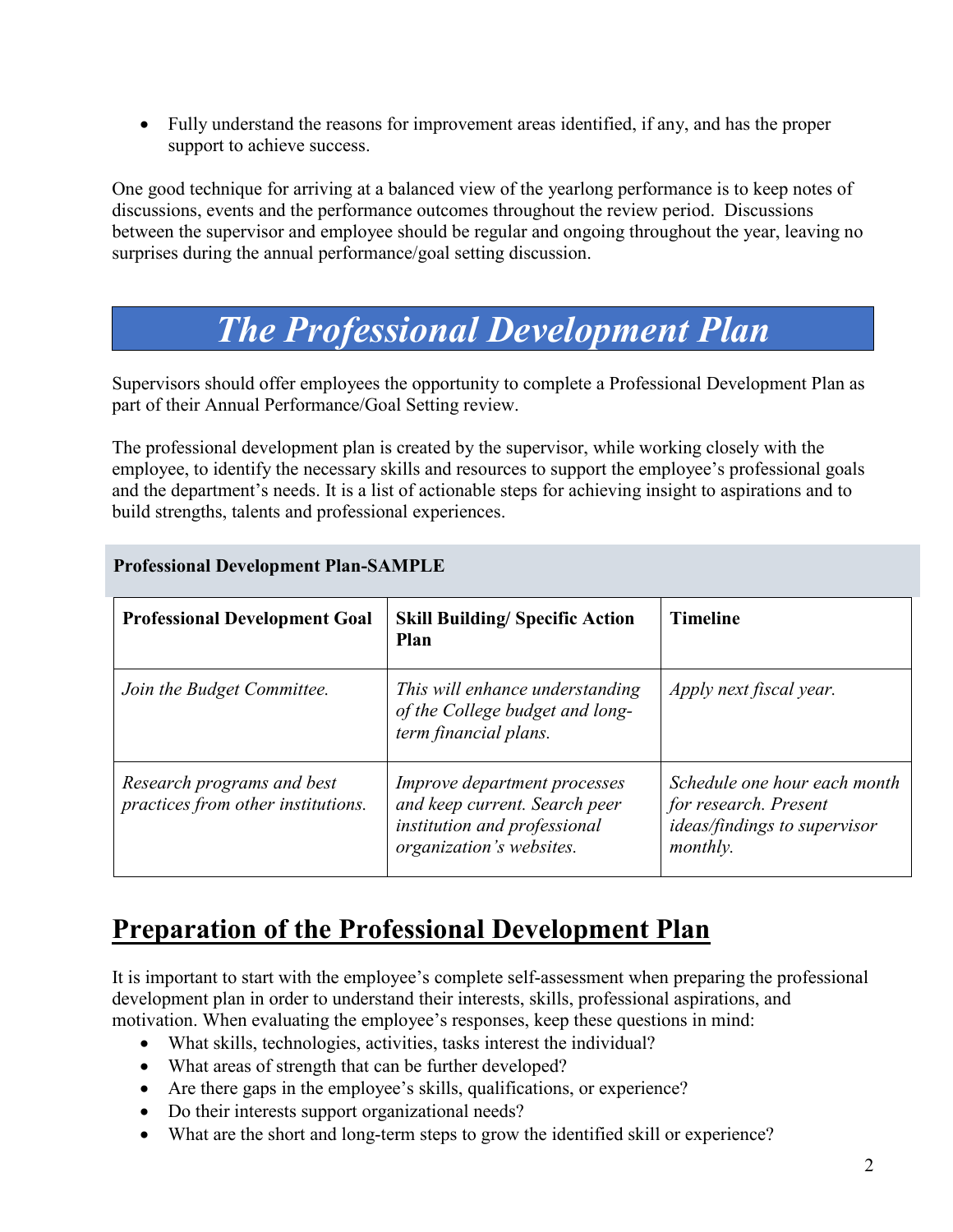- Fully understand the reasons for improvement areas identified, if any, and has the proper support to achieve success.

One good technique for arriving at a balanced view of the yearlong performance is to keep notes of discussions, events and the performance outcomes throughout the review period. Discussions between the supervisor and employee should be regular and ongoing throughout the year, leaving no surprises during the annual performance/goal setting discussion.

# *The Professional Development Plan*

Supervisors should offer employees the opportunity to complete a Professional Development Plan as part of their Annual Performance/Goal Setting review.

The professional development plan is created by the supervisor, while working closely with the employee, to identify the necessary skills and resources to support the employee's professional goals and the department's needs. It is a list of actionable steps for achieving insight to aspirations and to build strengths, talents and professional experiences.

**Professional Development Plan-SAMPLE**

| **Professional Development Goal** | **Skill Building/ Specific Action Plan** | **Timeline** |
|---|---|---|
| *Join the Budget Committee.* | *This will enhance understanding of the College budget and long-term financial plans.* | *Apply next fiscal year.* |
| *Research programs and best practices from other institutions.* | *Improve department processes and keep current. Search peer institution and professional organization's websites.* | *Schedule one hour each month for research. Present ideas/findings to supervisor monthly.* |

## Preparation of the Professional Development Plan

It is important to start with the employee's complete self-assessment when preparing the professional development plan in order to understand their interests, skills, professional aspirations, and motivation. When evaluating the employee's responses, keep these questions in mind:

- What skills, technologies, activities, tasks interest the individual?
- What areas of strength that can be further developed?
- Are there gaps in the employee's skills, qualifications, or experience?
- Do their interests support organizational needs?
- What are the short and long-term steps to grow the identified skill or experience?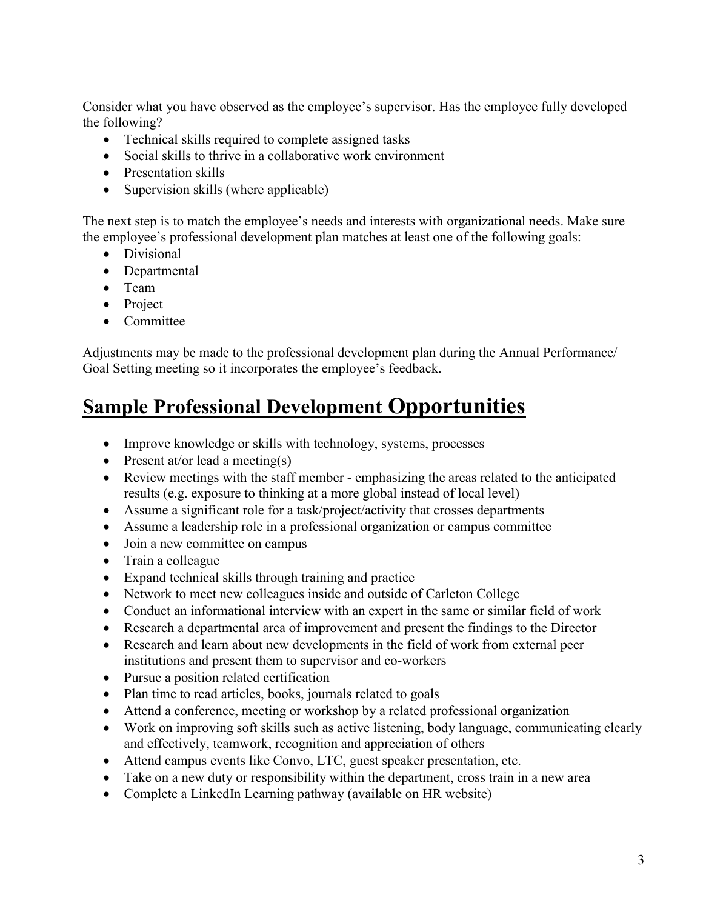Consider what you have observed as the employee's supervisor. Has the employee fully developed the following?

- Technical skills required to complete assigned tasks
- Social skills to thrive in a collaborative work environment
- Presentation skills
- Supervision skills (where applicable)

The next step is to match the employee's needs and interests with organizational needs. Make sure the employee's professional development plan matches at least one of the following goals:

- Divisional
- Departmental
- Team
- Project
- Committee

Adjustments may be made to the professional development plan during the Annual Performance/ Goal Setting meeting so it incorporates the employee's feedback.

# **Sample Professional Development Opportunities**

- Improve knowledge or skills with technology, systems, processes
- Present at/or lead a meeting(s)
- Review meetings with the staff member - emphasizing the areas related to the anticipated results (e.g. exposure to thinking at a more global instead of local level)
- Assume a significant role for a task/project/activity that crosses departments
- Assume a leadership role in a professional organization or campus committee
- Join a new committee on campus
- Train a colleague
- Expand technical skills through training and practice
- Network to meet new colleagues inside and outside of Carleton College
- Conduct an informational interview with an expert in the same or similar field of work
- Research a departmental area of improvement and present the findings to the Director
- Research and learn about new developments in the field of work from external peer institutions and present them to supervisor and co-workers
- Pursue a position related certification
- Plan time to read articles, books, journals related to goals
- Attend a conference, meeting or workshop by a related professional organization
- Work on improving soft skills such as active listening, body language, communicating clearly and effectively, teamwork, recognition and appreciation of others
- Attend campus events like Convo, LTC, guest speaker presentation, etc.
- Take on a new duty or responsibility within the department, cross train in a new area
- Complete a LinkedIn Learning pathway (available on HR website)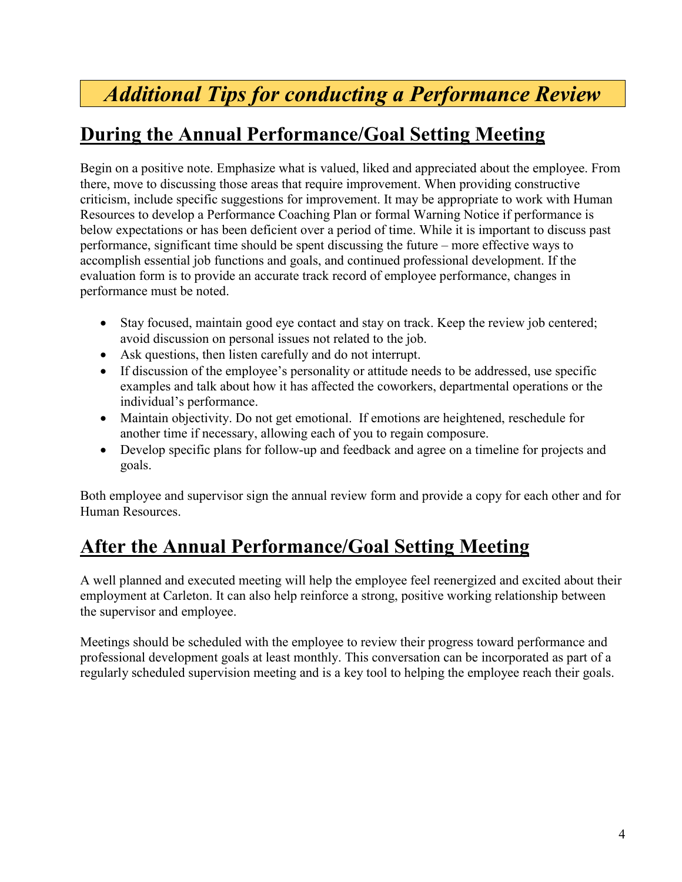# *Additional Tips for conducting a Performance Review*

## During the Annual Performance/Goal Setting Meeting

Begin on a positive note. Emphasize what is valued, liked and appreciated about the employee. From there, move to discussing those areas that require improvement. When providing constructive criticism, include specific suggestions for improvement. It may be appropriate to work with Human Resources to develop a Performance Coaching Plan or formal Warning Notice if performance is below expectations or has been deficient over a period of time. While it is important to discuss past performance, significant time should be spent discussing the future – more effective ways to accomplish essential job functions and goals, and continued professional development. If the evaluation form is to provide an accurate track record of employee performance, changes in performance must be noted.

- Stay focused, maintain good eye contact and stay on track. Keep the review job centered; avoid discussion on personal issues not related to the job.
- Ask questions, then listen carefully and do not interrupt.
- If discussion of the employee's personality or attitude needs to be addressed, use specific examples and talk about how it has affected the coworkers, departmental operations or the individual's performance.
- Maintain objectivity. Do not get emotional. If emotions are heightened, reschedule for another time if necessary, allowing each of you to regain composure.
- Develop specific plans for follow-up and feedback and agree on a timeline for projects and goals.

Both employee and supervisor sign the annual review form and provide a copy for each other and for Human Resources.

## After the Annual Performance/Goal Setting Meeting

A well planned and executed meeting will help the employee feel reenergized and excited about their employment at Carleton. It can also help reinforce a strong, positive working relationship between the supervisor and employee.

Meetings should be scheduled with the employee to review their progress toward performance and professional development goals at least monthly. This conversation can be incorporated as part of a regularly scheduled supervision meeting and is a key tool to helping the employee reach their goals.